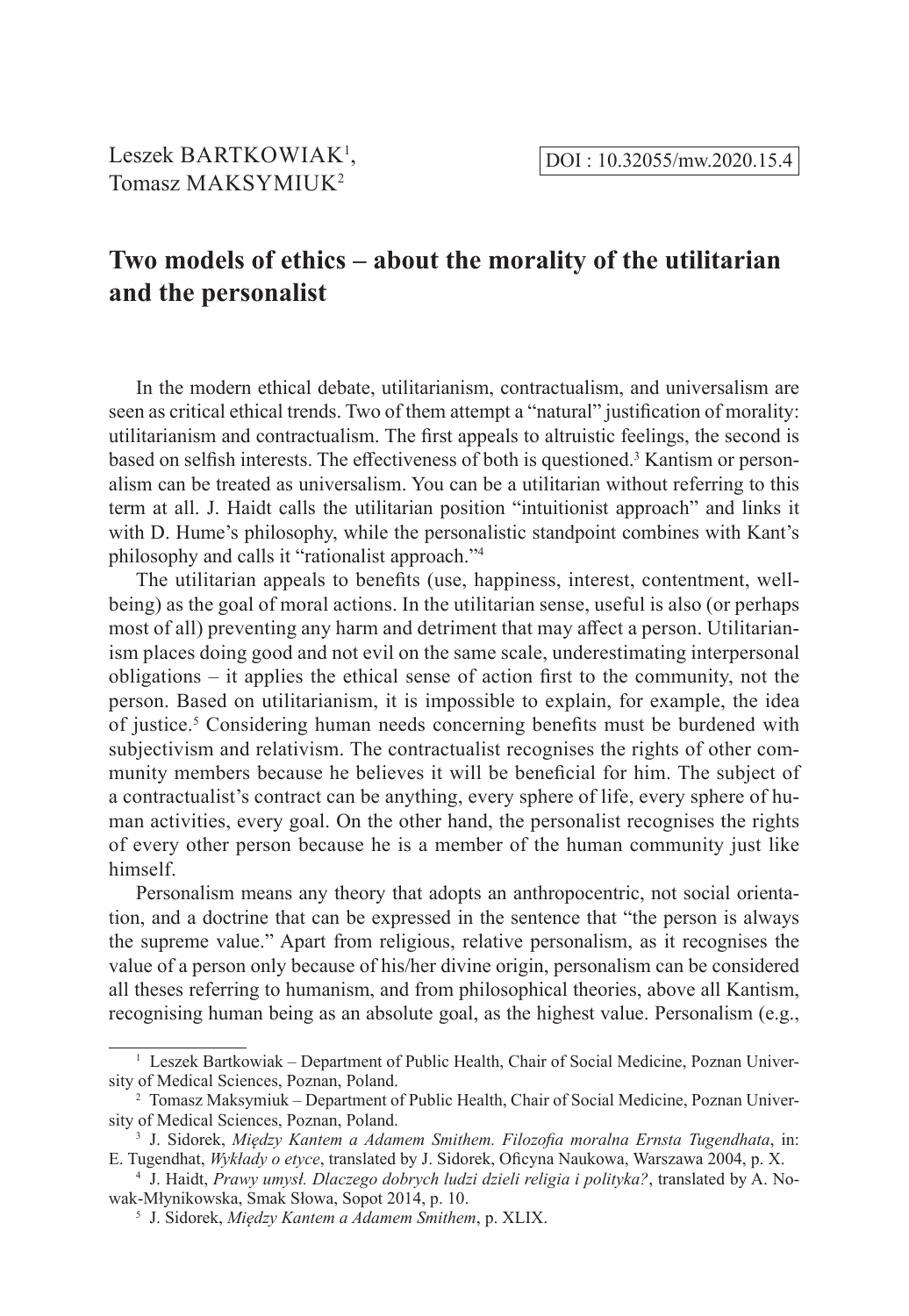Leszek BARTKOWIAK[1], Tomasz MAKSYMIUK[2]

DOI : 10.32055/mw.2020.15.4

# Two models of ethics – about the morality of the utilitarian and the personalist

In the modern ethical debate, utilitarianism, contractualism, and universalism are seen as critical ethical trends. Two of them attempt a "natural" justification of morality: utilitarianism and contractualism. The first appeals to altruistic feelings, the second is based on selfish interests. The effectiveness of both is questioned.[3] Kantism or personalism can be treated as universalism. You can be a utilitarian without referring to this term at all. J. Haidt calls the utilitarian position "intuitionist approach" and links it with D. Hume's philosophy, while the personalistic standpoint combines with Kant's philosophy and calls it "rationalist approach."[4]

The utilitarian appeals to benefits (use, happiness, interest, contentment, well-being) as the goal of moral actions. In the utilitarian sense, useful is also (or perhaps most of all) preventing any harm and detriment that may affect a person. Utilitarianism places doing good and not evil on the same scale, underestimating interpersonal obligations – it applies the ethical sense of action first to the community, not the person. Based on utilitarianism, it is impossible to explain, for example, the idea of justice.[5] Considering human needs concerning benefits must be burdened with subjectivism and relativism. The contractualist recognises the rights of other community members because he believes it will be beneficial for him. The subject of a contractualist's contract can be anything, every sphere of life, every sphere of human activities, every goal. On the other hand, the personalist recognises the rights of every other person because he is a member of the human community just like himself.

Personalism means any theory that adopts an anthropocentric, not social orientation, and a doctrine that can be expressed in the sentence that "the person is always the supreme value." Apart from religious, relative personalism, as it recognises the value of a person only because of his/her divine origin, personalism can be considered all theses referring to humanism, and from philosophical theories, above all Kantism, recognising human being as an absolute goal, as the highest value. Personalism (e.g.,

---

[1] Leszek Bartkowiak – Department of Public Health, Chair of Social Medicine, Poznan University of Medical Sciences, Poznan, Poland.

[2] Tomasz Maksymiuk – Department of Public Health, Chair of Social Medicine, Poznan University of Medical Sciences, Poznan, Poland.

[3] J. Sidorek, *Między Kantem a Adamem Smithem. Filozofia moralna Ernsta Tugendhata*, in: E. Tugendhat, *Wykłady o etyce*, translated by J. Sidorek, Oficyna Naukowa, Warszawa 2004, p. X.

[4] J. Haidt, *Prawy umysł. Dlaczego dobrych ludzi dzieli religia i polityka?*, translated by A. Nowak-Młynikowska, Smak Słowa, Sopot 2014, p. 10.

[5] J. Sidorek, *Między Kantem a Adamem Smithem*, p. XLIX.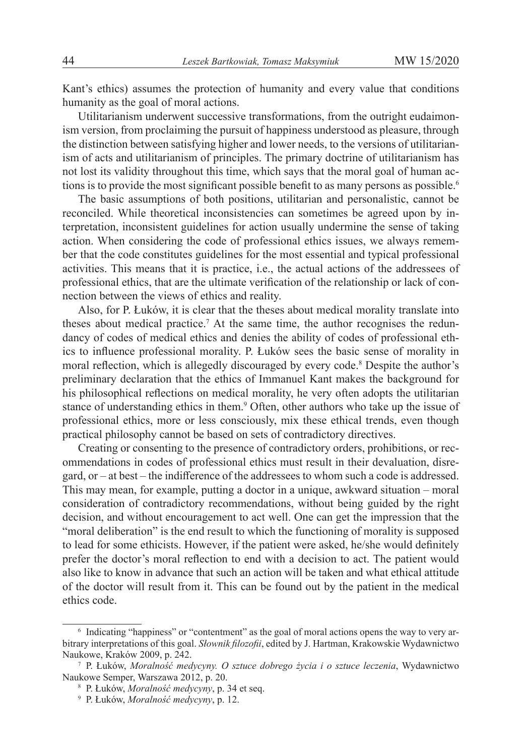Kant's ethics) assumes the protection of humanity and every value that conditions humanity as the goal of moral actions.

Utilitarianism underwent successive transformations, from the outright eudaimonism version, from proclaiming the pursuit of happiness understood as pleasure, through the distinction between satisfying higher and lower needs, to the versions of utilitarianism of acts and utilitarianism of principles. The primary doctrine of utilitarianism has not lost its validity throughout this time, which says that the moral goal of human actions is to provide the most significant possible benefit to as many persons as possible.[6]

The basic assumptions of both positions, utilitarian and personalistic, cannot be reconciled. While theoretical inconsistencies can sometimes be agreed upon by interpretation, inconsistent guidelines for action usually undermine the sense of taking action. When considering the code of professional ethics issues, we always remember that the code constitutes guidelines for the most essential and typical professional activities. This means that it is practice, i.e., the actual actions of the addressees of professional ethics, that are the ultimate verification of the relationship or lack of connection between the views of ethics and reality.

Also, for P. Łuków, it is clear that the theses about medical morality translate into theses about medical practice.[7] At the same time, the author recognises the redundancy of codes of medical ethics and denies the ability of codes of professional ethics to influence professional morality. P. Łuków sees the basic sense of morality in moral reflection, which is allegedly discouraged by every code.[8] Despite the author's preliminary declaration that the ethics of Immanuel Kant makes the background for his philosophical reflections on medical morality, he very often adopts the utilitarian stance of understanding ethics in them.[9] Often, other authors who take up the issue of professional ethics, more or less consciously, mix these ethical trends, even though practical philosophy cannot be based on sets of contradictory directives.

Creating or consenting to the presence of contradictory orders, prohibitions, or recommendations in codes of professional ethics must result in their devaluation, disregard, or – at best – the indifference of the addressees to whom such a code is addressed. This may mean, for example, putting a doctor in a unique, awkward situation – moral consideration of contradictory recommendations, without being guided by the right decision, and without encouragement to act well. One can get the impression that the "moral deliberation" is the end result to which the functioning of morality is supposed to lead for some ethicists. However, if the patient were asked, he/she would definitely prefer the doctor's moral reflection to end with a decision to act. The patient would also like to know in advance that such an action will be taken and what ethical attitude of the doctor will result from it. This can be found out by the patient in the medical ethics code.

---

[6] Indicating "happiness" or "contentment" as the goal of moral actions opens the way to very arbitrary interpretations of this goal. *Słownik filozofii*, edited by J. Hartman, Krakowskie Wydawnictwo Naukowe, Kraków 2009, p. 242.

[7] P. Łuków, *Moralność medycyny. O sztuce dobrego życia i o sztuce leczenia*, Wydawnictwo Naukowe Semper, Warszawa 2012, p. 20.

[8] P. Łuków, *Moralność medycyny*, p. 34 et seq.

[9] P. Łuków, *Moralność medycyny*, p. 12.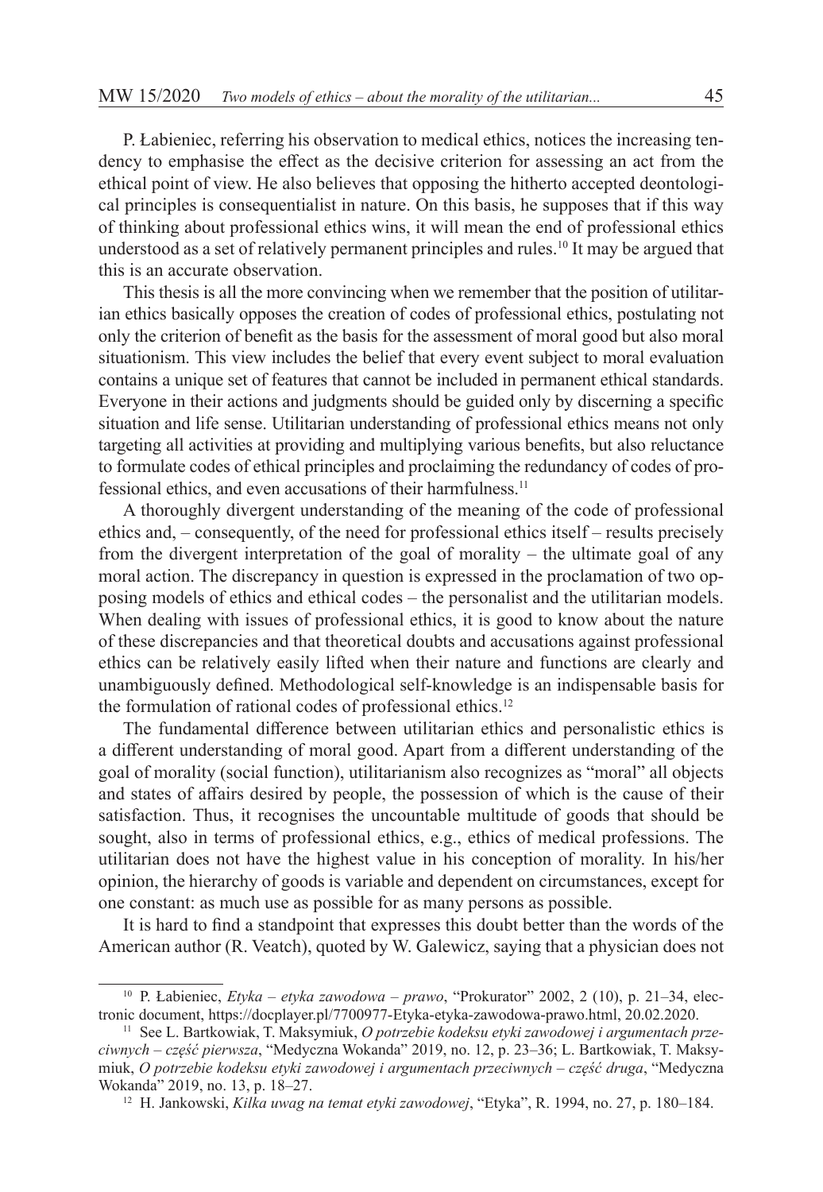P. Łabieniec, referring his observation to medical ethics, notices the increasing tendency to emphasise the effect as the decisive criterion for assessing an act from the ethical point of view. He also believes that opposing the hitherto accepted deontological principles is consequentialist in nature. On this basis, he supposes that if this way of thinking about professional ethics wins, it will mean the end of professional ethics understood as a set of relatively permanent principles and rules.[10] It may be argued that this is an accurate observation.

This thesis is all the more convincing when we remember that the position of utilitarian ethics basically opposes the creation of codes of professional ethics, postulating not only the criterion of benefit as the basis for the assessment of moral good but also moral situationism. This view includes the belief that every event subject to moral evaluation contains a unique set of features that cannot be included in permanent ethical standards. Everyone in their actions and judgments should be guided only by discerning a specific situation and life sense. Utilitarian understanding of professional ethics means not only targeting all activities at providing and multiplying various benefits, but also reluctance to formulate codes of ethical principles and proclaiming the redundancy of codes of professional ethics, and even accusations of their harmfulness.[11]

A thoroughly divergent understanding of the meaning of the code of professional ethics and, – consequently, of the need for professional ethics itself – results precisely from the divergent interpretation of the goal of morality – the ultimate goal of any moral action. The discrepancy in question is expressed in the proclamation of two opposing models of ethics and ethical codes – the personalist and the utilitarian models. When dealing with issues of professional ethics, it is good to know about the nature of these discrepancies and that theoretical doubts and accusations against professional ethics can be relatively easily lifted when their nature and functions are clearly and unambiguously defined. Methodological self-knowledge is an indispensable basis for the formulation of rational codes of professional ethics.[12]

The fundamental difference between utilitarian ethics and personalistic ethics is a different understanding of moral good. Apart from a different understanding of the goal of morality (social function), utilitarianism also recognizes as "moral" all objects and states of affairs desired by people, the possession of which is the cause of their satisfaction. Thus, it recognises the uncountable multitude of goods that should be sought, also in terms of professional ethics, e.g., ethics of medical professions. The utilitarian does not have the highest value in his conception of morality. In his/her opinion, the hierarchy of goods is variable and dependent on circumstances, except for one constant: as much use as possible for as many persons as possible.

It is hard to find a standpoint that expresses this doubt better than the words of the American author (R. Veatch), quoted by W. Galewicz, saying that a physician does not

---

[10] P. Łabieniec, *Etyka – etyka zawodowa – prawo*, "Prokurator" 2002, 2 (10), p. 21–34, electronic document, https://docplayer.pl/7700977-Etyka-etyka-zawodowa-prawo.html, 20.02.2020.

[11] See L. Bartkowiak, T. Maksymiuk, *O potrzebie kodeksu etyki zawodowej i argumentach przeciwnych – część pierwsza*, "Medyczna Wokanda" 2019, no. 12, p. 23–36; L. Bartkowiak, T. Maksymiuk, *O potrzebie kodeksu etyki zawodowej i argumentach przeciwnych – część druga*, "Medyczna Wokanda" 2019, no. 13, p. 18–27.

[12] H. Jankowski, *Kilka uwag na temat etyki zawodowej*, "Etyka", R. 1994, no. 27, p. 180–184.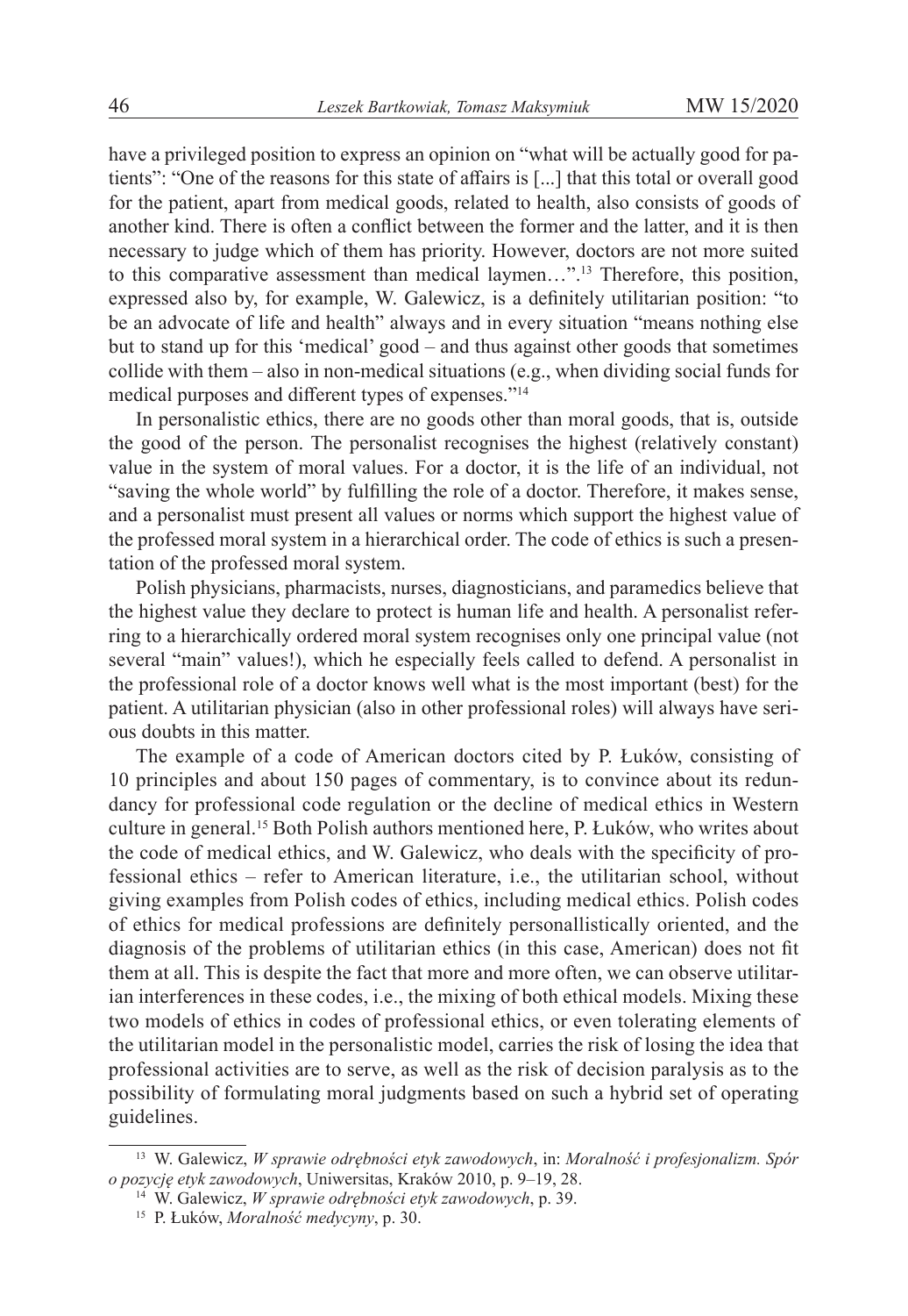have a privileged position to express an opinion on "what will be actually good for patients": "One of the reasons for this state of affairs is [...] that this total or overall good for the patient, apart from medical goods, related to health, also consists of goods of another kind. There is often a conflict between the former and the latter, and it is then necessary to judge which of them has priority. However, doctors are not more suited to this comparative assessment than medical laymen…".[13] Therefore, this position, expressed also by, for example, W. Galewicz, is a definitely utilitarian position: "to be an advocate of life and health" always and in every situation "means nothing else but to stand up for this 'medical' good – and thus against other goods that sometimes collide with them – also in non-medical situations (e.g., when dividing social funds for medical purposes and different types of expenses."[14]

In personalistic ethics, there are no goods other than moral goods, that is, outside the good of the person. The personalist recognises the highest (relatively constant) value in the system of moral values. For a doctor, it is the life of an individual, not "saving the whole world" by fulfilling the role of a doctor. Therefore, it makes sense, and a personalist must present all values or norms which support the highest value of the professed moral system in a hierarchical order. The code of ethics is such a presentation of the professed moral system.

Polish physicians, pharmacists, nurses, diagnosticians, and paramedics believe that the highest value they declare to protect is human life and health. A personalist referring to a hierarchically ordered moral system recognises only one principal value (not several "main" values!), which he especially feels called to defend. A personalist in the professional role of a doctor knows well what is the most important (best) for the patient. A utilitarian physician (also in other professional roles) will always have serious doubts in this matter.

The example of a code of American doctors cited by P. Łuków, consisting of 10 principles and about 150 pages of commentary, is to convince about its redundancy for professional code regulation or the decline of medical ethics in Western culture in general.[15] Both Polish authors mentioned here, P. Łuków, who writes about the code of medical ethics, and W. Galewicz, who deals with the specificity of professional ethics – refer to American literature, i.e., the utilitarian school, without giving examples from Polish codes of ethics, including medical ethics. Polish codes of ethics for medical professions are definitely personallistically oriented, and the diagnosis of the problems of utilitarian ethics (in this case, American) does not fit them at all. This is despite the fact that more and more often, we can observe utilitarian interferences in these codes, i.e., the mixing of both ethical models. Mixing these two models of ethics in codes of professional ethics, or even tolerating elements of the utilitarian model in the personalistic model, carries the risk of losing the idea that professional activities are to serve, as well as the risk of decision paralysis as to the possibility of formulating moral judgments based on such a hybrid set of operating guidelines.

---

[13] W. Galewicz, *W sprawie odrębności etyk zawodowych*, in: *Moralność i profesjonalizm. Spór o pozycję etyk zawodowych*, Uniwersitas, Kraków 2010, p. 9–19, 28.

[14] W. Galewicz, *W sprawie odrębności etyk zawodowych*, p. 39.

[15] P. Łuków, *Moralność medycyny*, p. 30.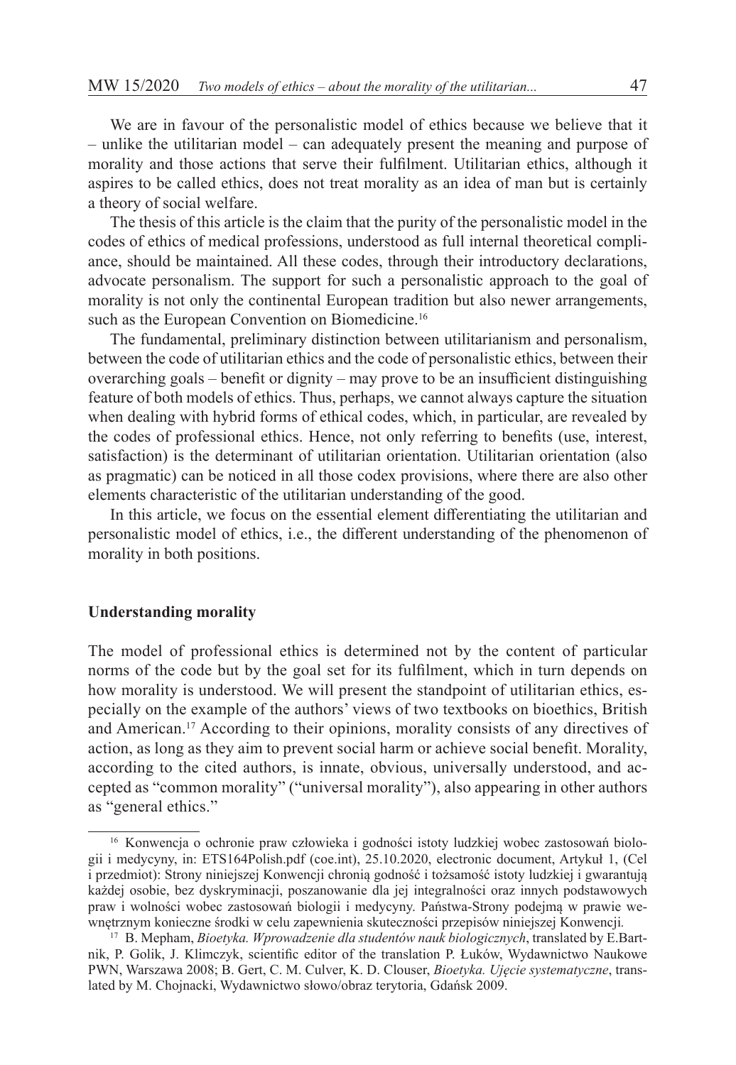We are in favour of the personalistic model of ethics because we believe that it – unlike the utilitarian model – can adequately present the meaning and purpose of morality and those actions that serve their fulfilment. Utilitarian ethics, although it aspires to be called ethics, does not treat morality as an idea of man but is certainly a theory of social welfare.

The thesis of this article is the claim that the purity of the personalistic model in the codes of ethics of medical professions, understood as full internal theoretical compliance, should be maintained. All these codes, through their introductory declarations, advocate personalism. The support for such a personalistic approach to the goal of morality is not only the continental European tradition but also newer arrangements, such as the European Convention on Biomedicine.[16]

The fundamental, preliminary distinction between utilitarianism and personalism, between the code of utilitarian ethics and the code of personalistic ethics, between their overarching goals – benefit or dignity – may prove to be an insufficient distinguishing feature of both models of ethics. Thus, perhaps, we cannot always capture the situation when dealing with hybrid forms of ethical codes, which, in particular, are revealed by the codes of professional ethics. Hence, not only referring to benefits (use, interest, satisfaction) is the determinant of utilitarian orientation. Utilitarian orientation (also as pragmatic) can be noticed in all those codex provisions, where there are also other elements characteristic of the utilitarian understanding of the good.

In this article, we focus on the essential element differentiating the utilitarian and personalistic model of ethics, i.e., the different understanding of the phenomenon of morality in both positions.

## Understanding morality

The model of professional ethics is determined not by the content of particular norms of the code but by the goal set for its fulfilment, which in turn depends on how morality is understood. We will present the standpoint of utilitarian ethics, especially on the example of the authors' views of two textbooks on bioethics, British and American.[17] According to their opinions, morality consists of any directives of action, as long as they aim to prevent social harm or achieve social benefit. Morality, according to the cited authors, is innate, obvious, universally understood, and accepted as "common morality" ("universal morality"), also appearing in other authors as "general ethics."

---

[16] Konwencja o ochronie praw człowieka i godności istoty ludzkiej wobec zastosowań biologii i medycyny, in: ETS164Polish.pdf (coe.int), 25.10.2020, electronic document, Artykuł 1, (Cel i przedmiot): Strony niniejszej Konwencji chronią godność i tożsamość istoty ludzkiej i gwarantują każdej osobie, bez dyskryminacji, poszanowanie dla jej integralności oraz innych podstawowych praw i wolności wobec zastosowań biologii i medycyny. Państwa-Strony podejmą w prawie wewnętrznym konieczne środki w celu zapewnienia skuteczności przepisów niniejszej Konwencji.

[17] B. Mepham, *Bioetyka. Wprowadzenie dla studentów nauk biologicznych*, translated by E.Bartnik, P. Golik, J. Klimczyk, scientific editor of the translation P. Łuków, Wydawnictwo Naukowe PWN, Warszawa 2008; B. Gert, C. M. Culver, K. D. Clouser, *Bioetyka. Ujęcie systematyczne*, translated by M. Chojnacki, Wydawnictwo słowo/obraz terytoria, Gdańsk 2009.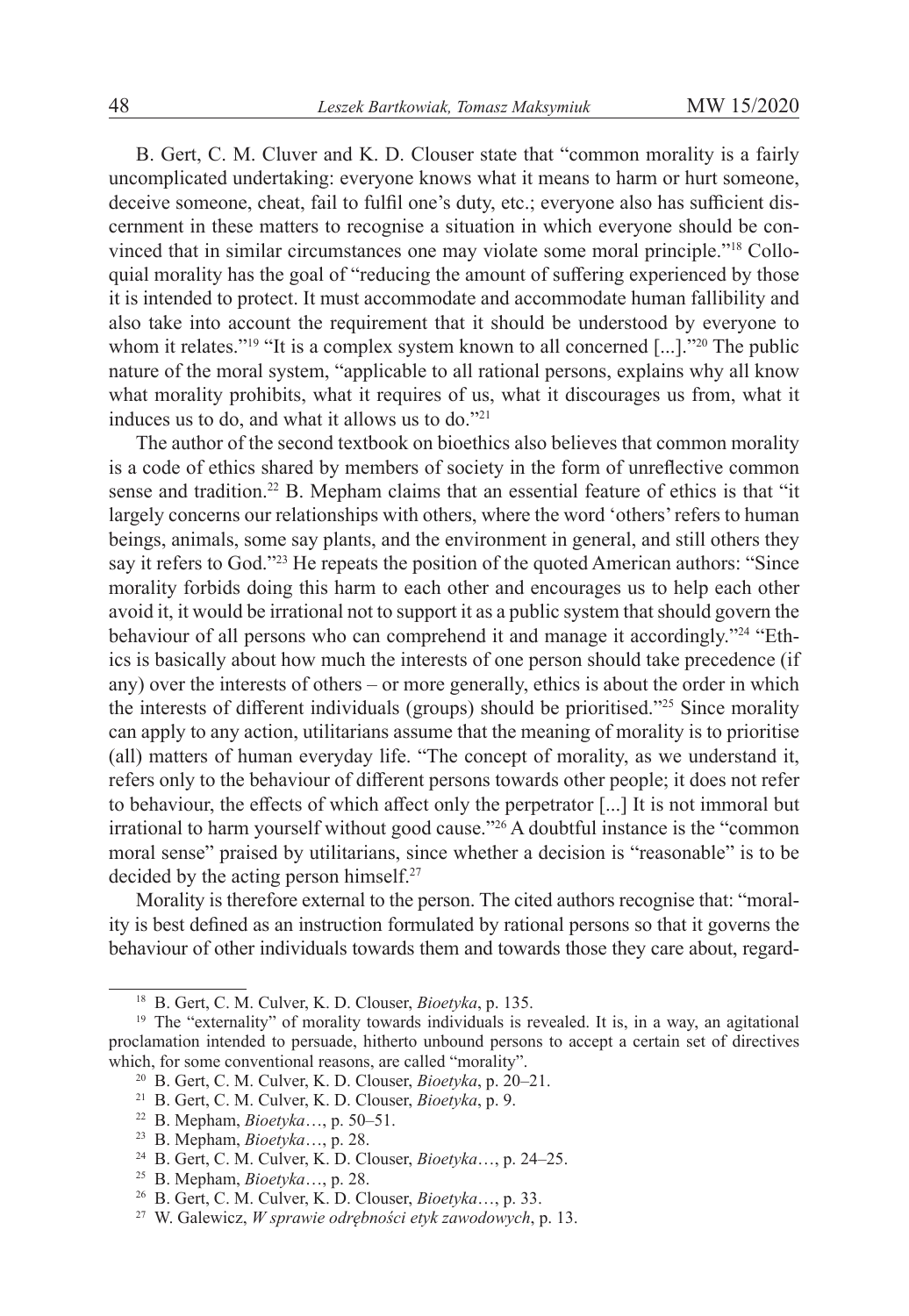B. Gert, C. M. Cluver and K. D. Clouser state that "common morality is a fairly uncomplicated undertaking: everyone knows what it means to harm or hurt someone, deceive someone, cheat, fail to fulfil one's duty, etc.; everyone also has sufficient discernment in these matters to recognise a situation in which everyone should be convinced that in similar circumstances one may violate some moral principle."[18] Colloquial morality has the goal of "reducing the amount of suffering experienced by those it is intended to protect. It must accommodate and accommodate human fallibility and also take into account the requirement that it should be understood by everyone to whom it relates."[19] "It is a complex system known to all concerned [...]."[20] The public nature of the moral system, "applicable to all rational persons, explains why all know what morality prohibits, what it requires of us, what it discourages us from, what it induces us to do, and what it allows us to do."[21]

The author of the second textbook on bioethics also believes that common morality is a code of ethics shared by members of society in the form of unreflective common sense and tradition.[22] B. Mepham claims that an essential feature of ethics is that "it largely concerns our relationships with others, where the word 'others' refers to human beings, animals, some say plants, and the environment in general, and still others they say it refers to God."[23] He repeats the position of the quoted American authors: "Since morality forbids doing this harm to each other and encourages us to help each other avoid it, it would be irrational not to support it as a public system that should govern the behaviour of all persons who can comprehend it and manage it accordingly."[24] "Ethics is basically about how much the interests of one person should take precedence (if any) over the interests of others – or more generally, ethics is about the order in which the interests of different individuals (groups) should be prioritised."[25] Since morality can apply to any action, utilitarians assume that the meaning of morality is to prioritise (all) matters of human everyday life. "The concept of morality, as we understand it, refers only to the behaviour of different persons towards other people; it does not refer to behaviour, the effects of which affect only the perpetrator [...] It is not immoral but irrational to harm yourself without good cause."[26] A doubtful instance is the "common moral sense" praised by utilitarians, since whether a decision is "reasonable" is to be decided by the acting person himself.[27]

Morality is therefore external to the person. The cited authors recognise that: "morality is best defined as an instruction formulated by rational persons so that it governs the behaviour of other individuals towards them and towards those they care about, regard-

---

[18] B. Gert, C. M. Culver, K. D. Clouser, *Bioetyka*, p. 135.

[19] The "externality" of morality towards individuals is revealed. It is, in a way, an agitational proclamation intended to persuade, hitherto unbound persons to accept a certain set of directives which, for some conventional reasons, are called "morality".

[20] B. Gert, C. M. Culver, K. D. Clouser, *Bioetyka*, p. 20–21.

[21] B. Gert, C. M. Culver, K. D. Clouser, *Bioetyka*, p. 9.

[22] B. Mepham, *Bioetyka*…, p. 50–51.

[23] B. Mepham, *Bioetyka*…, p. 28.

[24] B. Gert, C. M. Culver, K. D. Clouser, *Bioetyka*…, p. 24–25.

[25] B. Mepham, *Bioetyka*…, p. 28.

[26] B. Gert, C. M. Culver, K. D. Clouser, *Bioetyka*…, p. 33.

[27] W. Galewicz, *W sprawie odrębności etyk zawodowych*, p. 13.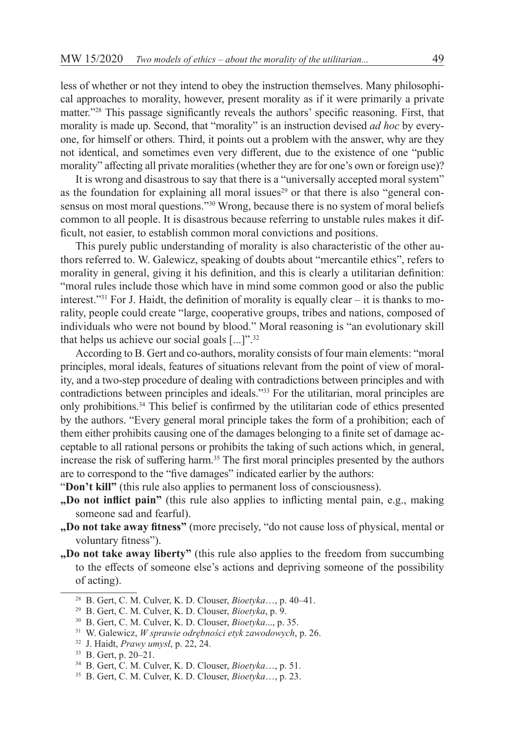less of whether or not they intend to obey the instruction themselves. Many philosophical approaches to morality, however, present morality as if it were primarily a private matter."[28] This passage significantly reveals the authors' specific reasoning. First, that morality is made up. Second, that "morality" is an instruction devised *ad hoc* by everyone, for himself or others. Third, it points out a problem with the answer, why are they not identical, and sometimes even very different, due to the existence of one "public morality" affecting all private moralities (whether they are for one's own or foreign use)?

It is wrong and disastrous to say that there is a "universally accepted moral system" as the foundation for explaining all moral issues[29] or that there is also "general consensus on most moral questions."[30] Wrong, because there is no system of moral beliefs common to all people. It is disastrous because referring to unstable rules makes it difficult, not easier, to establish common moral convictions and positions.

This purely public understanding of morality is also characteristic of the other authors referred to. W. Galewicz, speaking of doubts about "mercantile ethics", refers to morality in general, giving it his definition, and this is clearly a utilitarian definition: "moral rules include those which have in mind some common good or also the public interest."[31] For J. Haidt, the definition of morality is equally clear – it is thanks to morality, people could create "large, cooperative groups, tribes and nations, composed of individuals who were not bound by blood." Moral reasoning is "an evolutionary skill that helps us achieve our social goals [...]".[32]

According to B. Gert and co-authors, morality consists of four main elements: "moral principles, moral ideals, features of situations relevant from the point of view of morality, and a two-step procedure of dealing with contradictions between principles and with contradictions between principles and ideals."[33] For the utilitarian, moral principles are only prohibitions.[34] This belief is confirmed by the utilitarian code of ethics presented by the authors. "Every general moral principle takes the form of a prohibition; each of them either prohibits causing one of the damages belonging to a finite set of damage acceptable to all rational persons or prohibits the taking of such actions which, in general, increase the risk of suffering harm.[35] The first moral principles presented by the authors are to correspond to the "five damages" indicated earlier by the authors:

"**Don't kill"** (this rule also applies to permanent loss of consciousness).

**„Do not inflict pain"** (this rule also applies to inflicting mental pain, e.g., making someone sad and fearful).

**„Do not take away fitness"** (more precisely, "do not cause loss of physical, mental or voluntary fitness").

**„Do not take away liberty"** (this rule also applies to the freedom from succumbing to the effects of someone else's actions and depriving someone of the possibility of acting).

---

[28] B. Gert, C. M. Culver, K. D. Clouser, *Bioetyka*…, p. 40–41.

[29] B. Gert, C. M. Culver, K. D. Clouser, *Bioetyka*, p. 9.

[30] B. Gert, C. M. Culver, K. D. Clouser, *Bioetyka*..., p. 35.

[31] W. Galewicz, *W sprawie odrębności etyk zawodowych*, p. 26.

[32] J. Haidt, *Prawy umysł*, p. 22, 24.

[33] B. Gert, p. 20–21.

[34] B. Gert, C. M. Culver, K. D. Clouser, *Bioetyka*…, p. 51.

[35] B. Gert, C. M. Culver, K. D. Clouser, *Bioetyka*…, p. 23.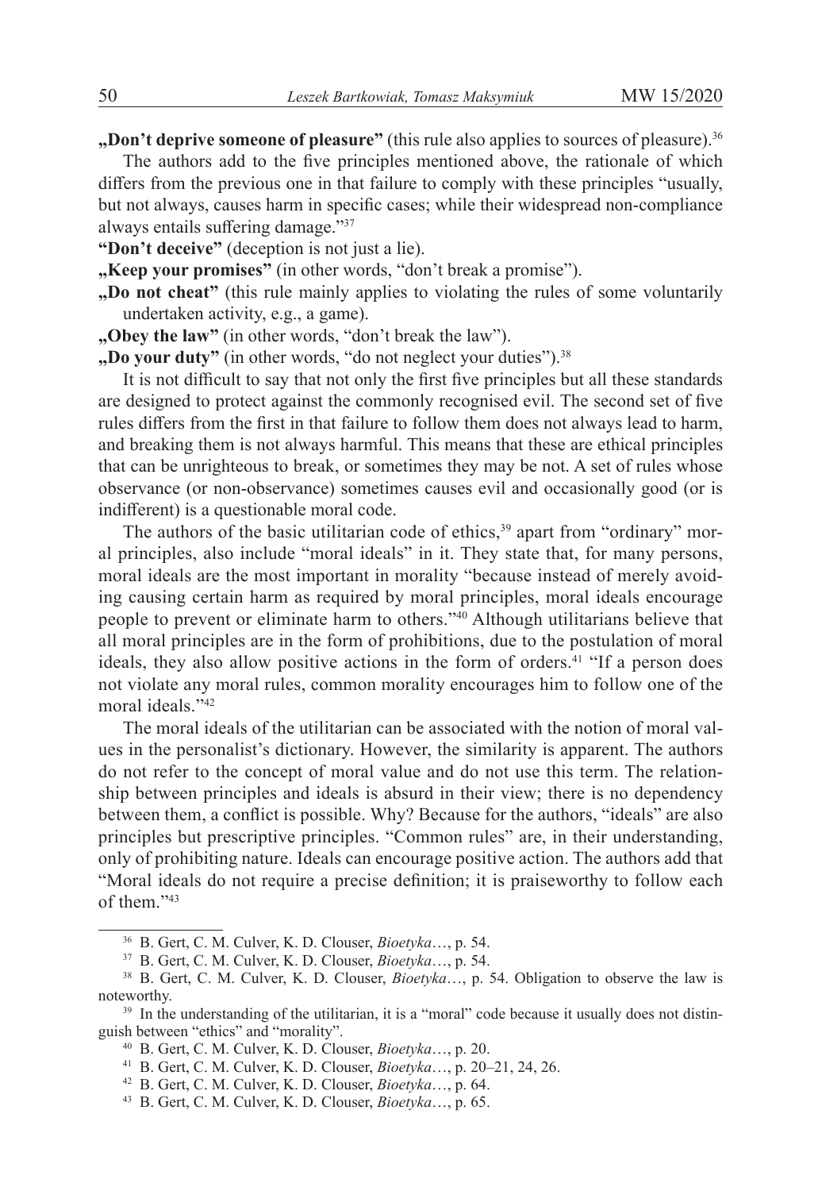**„Don't deprive someone of pleasure"** (this rule also applies to sources of pleasure).[36]

The authors add to the five principles mentioned above, the rationale of which differs from the previous one in that failure to comply with these principles "usually, but not always, causes harm in specific cases; while their widespread non-compliance always entails suffering damage."[37]

**"Don't deceive"** (deception is not just a lie).

**„Keep your promises"** (in other words, "don't break a promise").

**„Do not cheat"** (this rule mainly applies to violating the rules of some voluntarily undertaken activity, e.g., a game).

**„Obey the law"** (in other words, "don't break the law").

**„Do your duty"** (in other words, "do not neglect your duties").[38]

It is not difficult to say that not only the first five principles but all these standards are designed to protect against the commonly recognised evil. The second set of five rules differs from the first in that failure to follow them does not always lead to harm, and breaking them is not always harmful. This means that these are ethical principles that can be unrighteous to break, or sometimes they may be not. A set of rules whose observance (or non-observance) sometimes causes evil and occasionally good (or is indifferent) is a questionable moral code.

The authors of the basic utilitarian code of ethics,[39] apart from "ordinary" moral principles, also include "moral ideals" in it. They state that, for many persons, moral ideals are the most important in morality "because instead of merely avoiding causing certain harm as required by moral principles, moral ideals encourage people to prevent or eliminate harm to others."[40] Although utilitarians believe that all moral principles are in the form of prohibitions, due to the postulation of moral ideals, they also allow positive actions in the form of orders.[41] "If a person does not violate any moral rules, common morality encourages him to follow one of the moral ideals."[42]

The moral ideals of the utilitarian can be associated with the notion of moral values in the personalist's dictionary. However, the similarity is apparent. The authors do not refer to the concept of moral value and do not use this term. The relationship between principles and ideals is absurd in their view; there is no dependency between them, a conflict is possible. Why? Because for the authors, "ideals" are also principles but prescriptive principles. "Common rules" are, in their understanding, only of prohibiting nature. Ideals can encourage positive action. The authors add that "Moral ideals do not require a precise definition; it is praiseworthy to follow each of them."[43]

---

[36] B. Gert, C. M. Culver, K. D. Clouser, *Bioetyka*…, p. 54.

[37] B. Gert, C. M. Culver, K. D. Clouser, *Bioetyka*…, p. 54.

[38] B. Gert, C. M. Culver, K. D. Clouser, *Bioetyka*…, p. 54. Obligation to observe the law is noteworthy.

[39] In the understanding of the utilitarian, it is a "moral" code because it usually does not distinguish between "ethics" and "morality".

[40] B. Gert, C. M. Culver, K. D. Clouser, *Bioetyka*…, p. 20.

[41] B. Gert, C. M. Culver, K. D. Clouser, *Bioetyka*…, p. 20–21, 24, 26.

[42] B. Gert, C. M. Culver, K. D. Clouser, *Bioetyka*…, p. 64.

[43] B. Gert, C. M. Culver, K. D. Clouser, *Bioetyka*…, p. 65.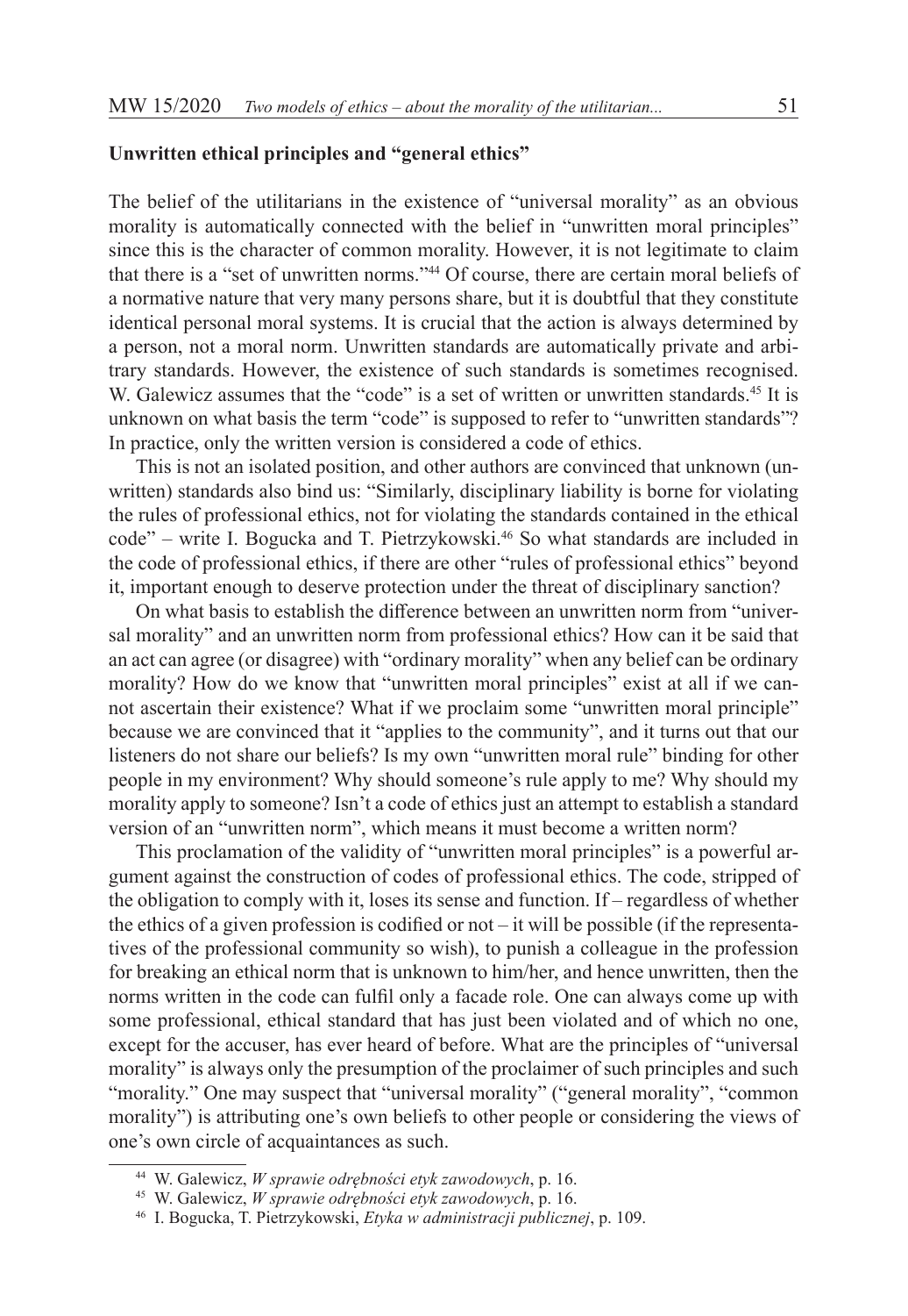**Unwritten ethical principles and "general ethics"**

The belief of the utilitarians in the existence of "universal morality" as an obvious morality is automatically connected with the belief in "unwritten moral principles" since this is the character of common morality. However, it is not legitimate to claim that there is a "set of unwritten norms."[44] Of course, there are certain moral beliefs of a normative nature that very many persons share, but it is doubtful that they constitute identical personal moral systems. It is crucial that the action is always determined by a person, not a moral norm. Unwritten standards are automatically private and arbitrary standards. However, the existence of such standards is sometimes recognised. W. Galewicz assumes that the "code" is a set of written or unwritten standards.[45] It is unknown on what basis the term "code" is supposed to refer to "unwritten standards"? In practice, only the written version is considered a code of ethics.

This is not an isolated position, and other authors are convinced that unknown (unwritten) standards also bind us: "Similarly, disciplinary liability is borne for violating the rules of professional ethics, not for violating the standards contained in the ethical code" – write I. Bogucka and T. Pietrzykowski.[46] So what standards are included in the code of professional ethics, if there are other "rules of professional ethics" beyond it, important enough to deserve protection under the threat of disciplinary sanction?

On what basis to establish the difference between an unwritten norm from "universal morality" and an unwritten norm from professional ethics? How can it be said that an act can agree (or disagree) with "ordinary morality" when any belief can be ordinary morality? How do we know that "unwritten moral principles" exist at all if we cannot ascertain their existence? What if we proclaim some "unwritten moral principle" because we are convinced that it "applies to the community", and it turns out that our listeners do not share our beliefs? Is my own "unwritten moral rule" binding for other people in my environment? Why should someone's rule apply to me? Why should my morality apply to someone? Isn't a code of ethics just an attempt to establish a standard version of an "unwritten norm", which means it must become a written norm?

This proclamation of the validity of "unwritten moral principles" is a powerful argument against the construction of codes of professional ethics. The code, stripped of the obligation to comply with it, loses its sense and function. If – regardless of whether the ethics of a given profession is codified or not – it will be possible (if the representatives of the professional community so wish), to punish a colleague in the profession for breaking an ethical norm that is unknown to him/her, and hence unwritten, then the norms written in the code can fulfil only a facade role. One can always come up with some professional, ethical standard that has just been violated and of which no one, except for the accuser, has ever heard of before. What are the principles of "universal morality" is always only the presumption of the proclaimer of such principles and such "morality." One may suspect that "universal morality" ("general morality", "common morality") is attributing one's own beliefs to other people or considering the views of one's own circle of acquaintances as such.

[44] W. Galewicz, *W sprawie odrębności etyk zawodowych*, p. 16.

[45] W. Galewicz, *W sprawie odrębności etyk zawodowych*, p. 16.

[46] I. Bogucka, T. Pietrzykowski, *Etyka w administracji publicznej*, p. 109.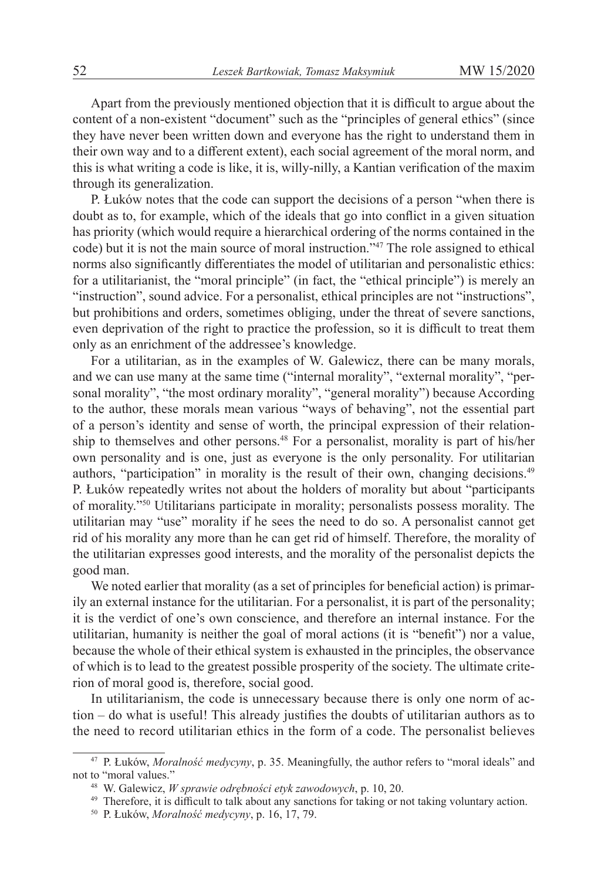Apart from the previously mentioned objection that it is difficult to argue about the content of a non-existent "document" such as the "principles of general ethics" (since they have never been written down and everyone has the right to understand them in their own way and to a different extent), each social agreement of the moral norm, and this is what writing a code is like, it is, willy-nilly, a Kantian verification of the maxim through its generalization.

P. Łuków notes that the code can support the decisions of a person "when there is doubt as to, for example, which of the ideals that go into conflict in a given situation has priority (which would require a hierarchical ordering of the norms contained in the code) but it is not the main source of moral instruction."[47] The role assigned to ethical norms also significantly differentiates the model of utilitarian and personalistic ethics: for a utilitarianist, the "moral principle" (in fact, the "ethical principle") is merely an "instruction", sound advice. For a personalist, ethical principles are not "instructions", but prohibitions and orders, sometimes obliging, under the threat of severe sanctions, even deprivation of the right to practice the profession, so it is difficult to treat them only as an enrichment of the addressee's knowledge.

For a utilitarian, as in the examples of W. Galewicz, there can be many morals, and we can use many at the same time ("internal morality", "external morality", "personal morality", "the most ordinary morality", "general morality") because According to the author, these morals mean various "ways of behaving", not the essential part of a person's identity and sense of worth, the principal expression of their relationship to themselves and other persons.[48] For a personalist, morality is part of his/her own personality and is one, just as everyone is the only personality. For utilitarian authors, "participation" in morality is the result of their own, changing decisions.[49] P. Łuków repeatedly writes not about the holders of morality but about "participants of morality."[50] Utilitarians participate in morality; personalists possess morality. The utilitarian may "use" morality if he sees the need to do so. A personalist cannot get rid of his morality any more than he can get rid of himself. Therefore, the morality of the utilitarian expresses good interests, and the morality of the personalist depicts the good man.

We noted earlier that morality (as a set of principles for beneficial action) is primarily an external instance for the utilitarian. For a personalist, it is part of the personality; it is the verdict of one's own conscience, and therefore an internal instance. For the utilitarian, humanity is neither the goal of moral actions (it is "benefit") nor a value, because the whole of their ethical system is exhausted in the principles, the observance of which is to lead to the greatest possible prosperity of the society. The ultimate criterion of moral good is, therefore, social good.

In utilitarianism, the code is unnecessary because there is only one norm of action – do what is useful! This already justifies the doubts of utilitarian authors as to the need to record utilitarian ethics in the form of a code. The personalist believes

---

[47] P. Łuków, *Moralność medycyny*, p. 35. Meaningfully, the author refers to "moral ideals" and not to "moral values."

[48] W. Galewicz, *W sprawie odrębności etyk zawodowych*, p. 10, 20.

[49] Therefore, it is difficult to talk about any sanctions for taking or not taking voluntary action.

[50] P. Łuków, *Moralność medycyny*, p. 16, 17, 79.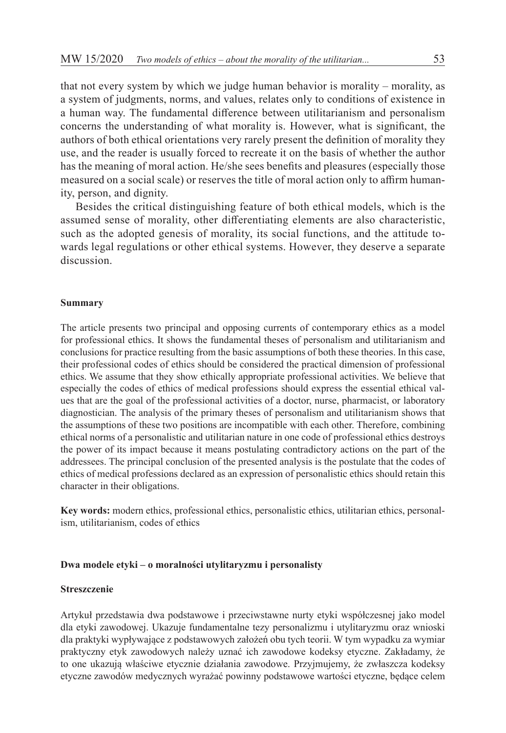that not every system by which we judge human behavior is morality – morality, as a system of judgments, norms, and values, relates only to conditions of existence in a human way. The fundamental difference between utilitarianism and personalism concerns the understanding of what morality is. However, what is significant, the authors of both ethical orientations very rarely present the definition of morality they use, and the reader is usually forced to recreate it on the basis of whether the author has the meaning of moral action. He/she sees benefits and pleasures (especially those measured on a social scale) or reserves the title of moral action only to affirm humanity, person, and dignity.

Besides the critical distinguishing feature of both ethical models, which is the assumed sense of morality, other differentiating elements are also characteristic, such as the adopted genesis of morality, its social functions, and the attitude towards legal regulations or other ethical systems. However, they deserve a separate discussion.

### Summary

The article presents two principal and opposing currents of contemporary ethics as a model for professional ethics. It shows the fundamental theses of personalism and utilitarianism and conclusions for practice resulting from the basic assumptions of both these theories. In this case, their professional codes of ethics should be considered the practical dimension of professional ethics. We assume that they show ethically appropriate professional activities. We believe that especially the codes of ethics of medical professions should express the essential ethical values that are the goal of the professional activities of a doctor, nurse, pharmacist, or laboratory diagnostician. The analysis of the primary theses of personalism and utilitarianism shows that the assumptions of these two positions are incompatible with each other. Therefore, combining ethical norms of a personalistic and utilitarian nature in one code of professional ethics destroys the power of its impact because it means postulating contradictory actions on the part of the addressees. The principal conclusion of the presented analysis is the postulate that the codes of ethics of medical professions declared as an expression of personalistic ethics should retain this character in their obligations.

**Key words:** modern ethics, professional ethics, personalistic ethics, utilitarian ethics, personalism, utilitarianism, codes of ethics

### Dwa modele etyki – o moralności utylitaryzmu i personalisty

#### Streszczenie

Artykuł przedstawia dwa podstawowe i przeciwstawne nurty etyki współczesnej jako model dla etyki zawodowej. Ukazuje fundamentalne tezy personalizmu i utylitaryzmu oraz wnioski dla praktyki wypływające z podstawowych założeń obu tych teorii. W tym wypadku za wymiar praktyczny etyk zawodowych należy uznać ich zawodowe kodeksy etyczne. Zakładamy, że to one ukazują właściwe etycznie działania zawodowe. Przyjmujemy, że zwłaszcza kodeksy etyczne zawodów medycznych wyrażać powinny podstawowe wartości etyczne, będące celem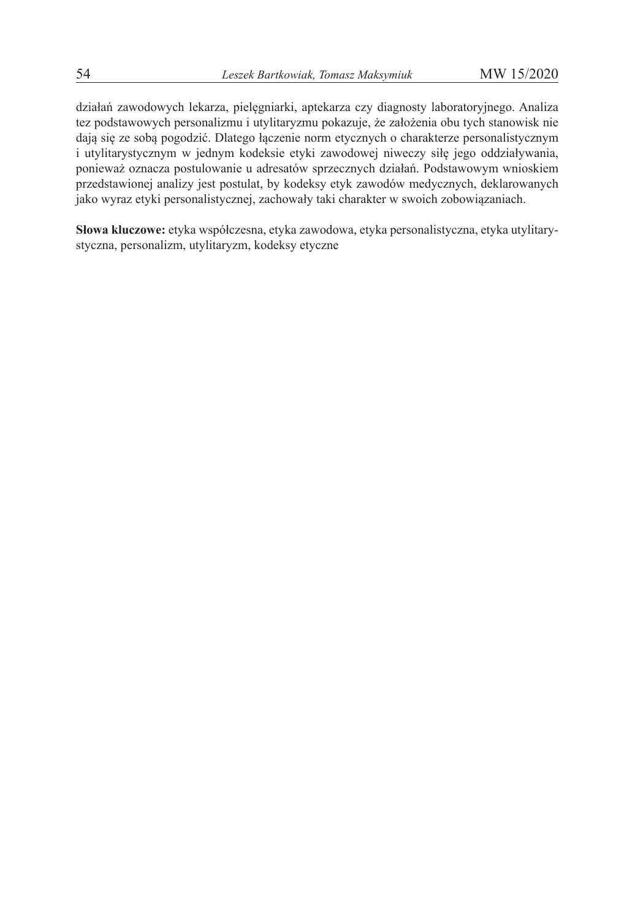działań zawodowych lekarza, pielęgniarki, aptekarza czy diagnosty laboratoryjnego. Analiza tez podstawowych personalizmu i utylitaryzmu pokazuje, że założenia obu tych stanowisk nie dają się ze sobą pogodzić. Dlatego łączenie norm etycznych o charakterze personalistycznym i utylitarystycznym w jednym kodeksie etyki zawodowej niweczy siłę jego oddziaływania, ponieważ oznacza postulowanie u adresatów sprzecznych działań. Podstawowym wnioskiem przedstawionej analizy jest postulat, by kodeksy etyk zawodów medycznych, deklarowanych jako wyraz etyki personalistycznej, zachowały taki charakter w swoich zobowiązaniach.

**Słowa kluczowe:** etyka współczesna, etyka zawodowa, etyka personalistyczna, etyka utylitarystyczna, personalizm, utylitaryzm, kodeksy etyczne